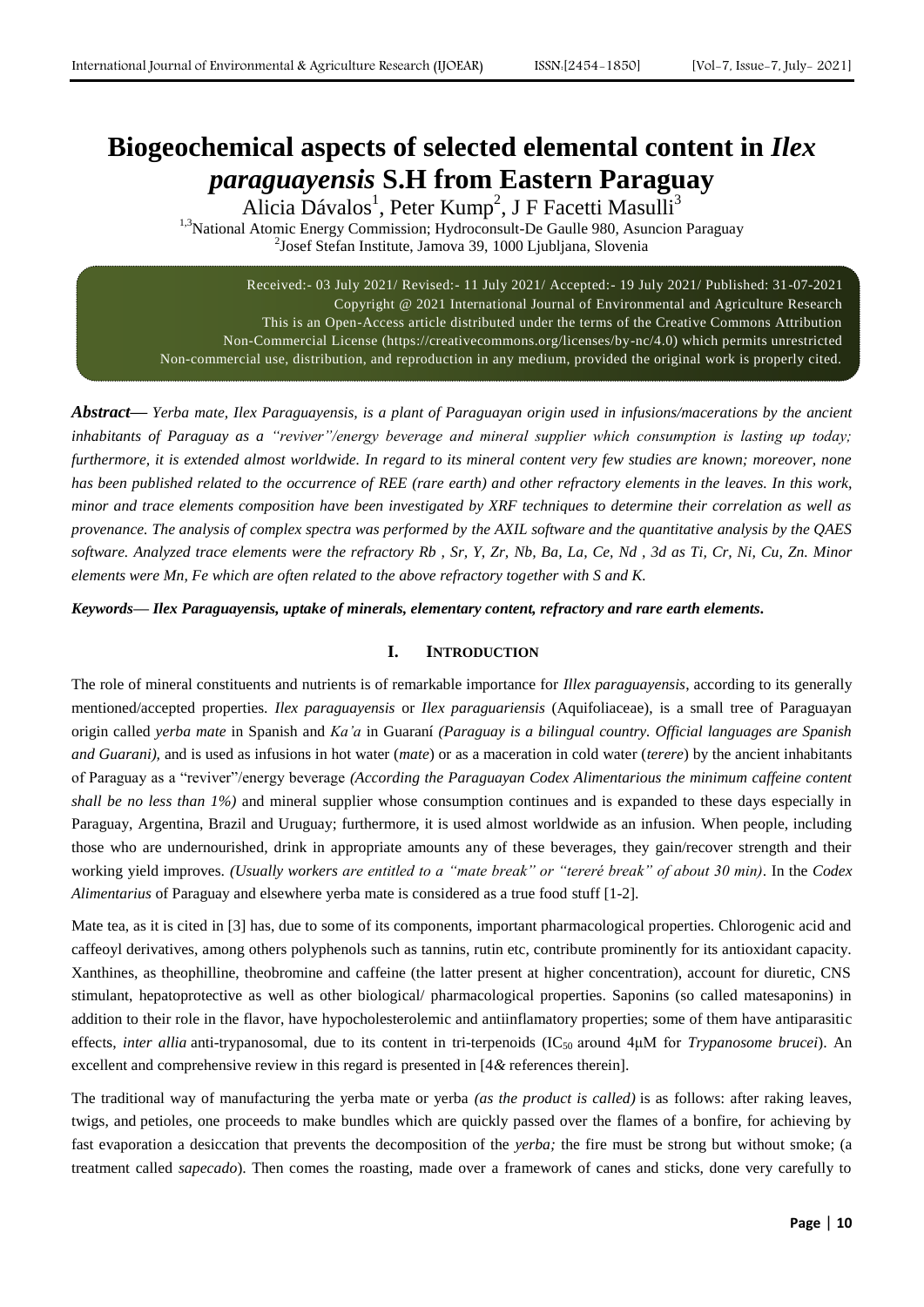# Biogeochemical aspects of selected elemental content in *Ilex paraguayensis* S.H from Eastern Paraguay

Alicia Dávalos[1], Peter Kump[2], J F Facetti Masulli[3]

[1,3]National Atomic Energy Commission; Hydroconsult-De Gaulle 980, Asuncion Paraguay
[2]Josef Stefan Institute, Jamova 39, 1000 Ljubljana, Slovenia

Received:- 03 July 2021/ Revised:- 11 July 2021/ Accepted:- 19 July 2021/ Published: 31-07-2021
Copyright @ 2021 International Journal of Environmental and Agriculture Research
This is an Open-Access article distributed under the terms of the Creative Commons Attribution Non-Commercial License (https://creativecommons.org/licenses/by-nc/4.0) which permits unrestricted Non-commercial use, distribution, and reproduction in any medium, provided the original work is properly cited.

***Abstract*—** *Yerba mate, Ilex Paraguayensis, is a plant of Paraguayan origin used in infusions/macerations by the ancient inhabitants of Paraguay as a "reviver"/energy beverage and mineral supplier which consumption is lasting up today; furthermore, it is extended almost worldwide. In regard to its mineral content very few studies are known; moreover, none has been published related to the occurrence of REE (rare earth) and other refractory elements in the leaves. In this work, minor and trace elements composition have been investigated by XRF techniques to determine their correlation as well as provenance. The analysis of complex spectra was performed by the AXIL software and the quantitative analysis by the QAES software. Analyzed trace elements were the refractory Rb , Sr, Y, Zr, Nb, Ba, La, Ce, Nd , 3d as Ti, Cr, Ni, Cu, Zn. Minor elements were Mn, Fe which are often related to the above refractory together with S and K.*

***Keywords*— *Ilex Paraguayensis, uptake of minerals, elementary content, refractory and rare earth elements.***

## I. INTRODUCTION

The role of mineral constituents and nutrients is of remarkable importance for *Illex paraguayensis*, according to its generally mentioned/accepted properties. *Ilex paraguayensis* or *Ilex paraguariensis* (Aquifoliaceae), is a small tree of Paraguayan origin called *yerba mate* in Spanish and *Ka'a* in Guaraní *(Paraguay is a bilingual country. Official languages are Spanish and Guarani)*, and is used as infusions in hot water (*mate*) or as a maceration in cold water (*terere*) by the ancient inhabitants of Paraguay as a "reviver"/energy beverage *(According the Paraguayan Codex Alimentarious the minimum caffeine content shall be no less than 1%)* and mineral supplier whose consumption continues and is expanded to these days especially in Paraguay, Argentina, Brazil and Uruguay; furthermore, it is used almost worldwide as an infusion. When people, including those who are undernourished, drink in appropriate amounts any of these beverages, they gain/recover strength and their working yield improves. *(Usually workers are entitled to a "mate break" or "tereré break" of about 30 min)*. In the *Codex Alimentarius* of Paraguay and elsewhere yerba mate is considered as a true food stuff [1-2].

Mate tea, as it is cited in [3] has, due to some of its components, important pharmacological properties. Chlorogenic acid and caffeoyl derivatives, among others polyphenols such as tannins, rutin etc, contribute prominently for its antioxidant capacity. Xanthines, as theophilline, theobromine and caffeine (the latter present at higher concentration), account for diuretic, CNS stimulant, hepatoprotective as well as other biological/ pharmacological properties. Saponins (so called matesaponins) in addition to their role in the flavor, have hypocholesterolemic and antiinflamatory properties; some of them have antiparasitic effects, *inter allia* anti-trypanosomal, due to its content in tri-terpenoids ($IC_{50}$ around 4μM for *Trypanosome brucei*). An excellent and comprehensive review in this regard is presented in [4*&* references therein].

The traditional way of manufacturing the yerba mate or yerba *(as the product is called)* is as follows: after raking leaves, twigs, and petioles, one proceeds to make bundles which are quickly passed over the flames of a bonfire, for achieving by fast evaporation a desiccation that prevents the decomposition of the *yerba;* the fire must be strong but without smoke; (a treatment called *sapecado*). Then comes the roasting, made over a framework of canes and sticks, done very carefully to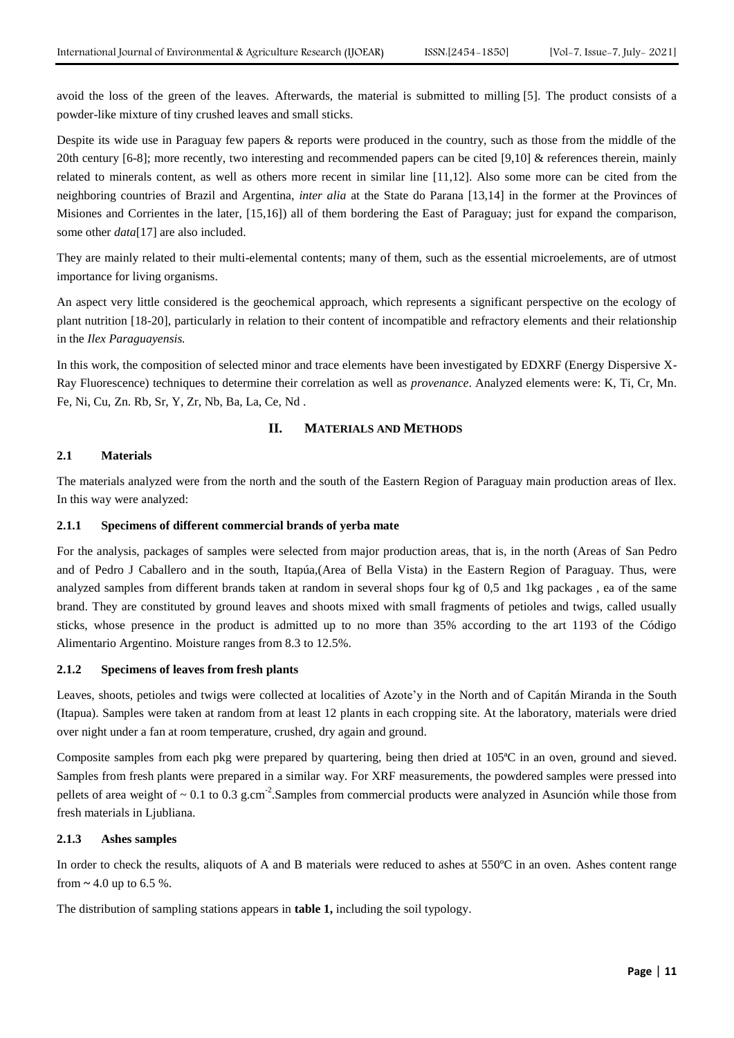avoid the loss of the green of the leaves. Afterwards, the material is submitted to milling [5]. The product consists of a powder-like mixture of tiny crushed leaves and small sticks.

Despite its wide use in Paraguay few papers & reports were produced in the country, such as those from the middle of the 20th century [6-8]; more recently, two interesting and recommended papers can be cited [9,10] & references therein, mainly related to minerals content, as well as others more recent in similar line [11,12]. Also some more can be cited from the neighboring countries of Brazil and Argentina, *inter alia* at the State do Parana [13,14] in the former at the Provinces of Misiones and Corrientes in the later, [15,16]) all of them bordering the East of Paraguay; just for expand the comparison, some other *data*[17] are also included.

They are mainly related to their multi-elemental contents; many of them, such as the essential microelements, are of utmost importance for living organisms.

An aspect very little considered is the geochemical approach, which represents a significant perspective on the ecology of plant nutrition [18-20], particularly in relation to their content of incompatible and refractory elements and their relationship in the *Ilex Paraguayensis.*

In this work, the composition of selected minor and trace elements have been investigated by EDXRF (Energy Dispersive X-Ray Fluorescence) techniques to determine their correlation as well as *provenance*. Analyzed elements were: K, Ti, Cr, Mn. Fe, Ni, Cu, Zn. Rb, Sr, Y, Zr, Nb, Ba, La, Ce, Nd .

## II. MATERIALS AND METHODS

### 2.1 Materials

The materials analyzed were from the north and the south of the Eastern Region of Paraguay main production areas of Ilex. In this way were analyzed:

#### 2.1.1 Specimens of different commercial brands of yerba mate

For the analysis, packages of samples were selected from major production areas, that is, in the north (Areas of San Pedro and of Pedro J Caballero and in the south, Itapúa,(Area of Bella Vista) in the Eastern Region of Paraguay. Thus, were analyzed samples from different brands taken at random in several shops four kg of 0,5 and 1kg packages , ea of the same brand. They are constituted by ground leaves and shoots mixed with small fragments of petioles and twigs, called usually sticks, whose presence in the product is admitted up to no more than 35% according to the art 1193 of the Código Alimentario Argentino. Moisture ranges from 8.3 to 12.5%.

#### 2.1.2 Specimens of leaves from fresh plants

Leaves, shoots, petioles and twigs were collected at localities of Azote'y in the North and of Capitán Miranda in the South (Itapua). Samples were taken at random from at least 12 plants in each cropping site. At the laboratory, materials were dried over night under a fan at room temperature, crushed, dry again and ground.

Composite samples from each pkg were prepared by quartering, being then dried at 105ºC in an oven, ground and sieved. Samples from fresh plants were prepared in a similar way. For XRF measurements, the powdered samples were pressed into pellets of area weight of ~ 0.1 to 0.3 $g.cm^{-2}$.Samples from commercial products were analyzed in Asunción while those from fresh materials in Ljubliana.

#### 2.1.3 Ashes samples

In order to check the results, aliquots of A and B materials were reduced to ashes at 550ºC in an oven. Ashes content range from ~ 4.0 up to 6.5 %.

The distribution of sampling stations appears in **table 1,** including the soil typology.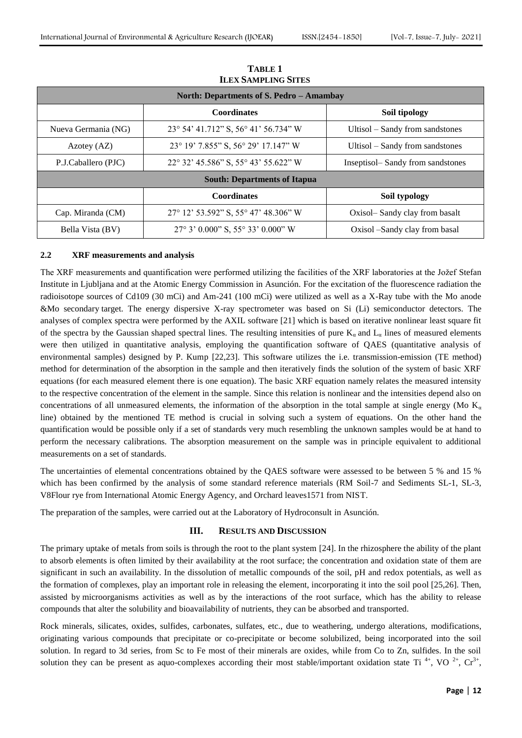**TABLE 1**
**ILEX SAMPLING SITES**

| North: Departments of S. Pedro – Amambay | | |
|---|---|---|
| | **Coordinates** | **Soil tipology** |
| Nueva Germania (NG) | 23° 54' 41.712" S, 56° 41' 56.734" W | Ultisol – Sandy from sandstones |
| Azotey (AZ) | 23° 19' 7.855" S, 56° 29' 17.147" W | Ultisol – Sandy from sandstones |
| P.J.Caballero (PJC) | 22° 32' 45.586" S, 55° 43' 55.622" W | Inseptisol– Sandy from sandstones |
| **South: Departments of Itapua** | | |
| | **Coordinates** | **Soil typology** |
| Cap. Miranda (CM) | 27° 12' 53.592" S, 55° 47' 48.306" W | Oxisol– Sandy clay from basalt |
| Bella Vista (BV) | 27° 3' 0.000" S, 55° 33' 0.000" W | Oxisol –Sandy clay from basal |

### 2.2 XRF measurements and analysis

The XRF measurements and quantification were performed utilizing the facilities of the XRF laboratories at the Jožef Stefan Institute in Ljubljana and at the Atomic Energy Commission in Asunción. For the excitation of the fluorescence radiation the radioisotope sources of Cd109 (30 mCi) and Am-241 (100 mCi) were utilized as well as a X-Ray tube with the Mo anode &Mo secondary target. The energy dispersive X-ray spectrometer was based on Si (Li) semiconductor detectors. The analyses of complex spectra were performed by the AXIL software [21] which is based on iterative nonlinear least square fit of the spectra by the Gaussian shaped spectral lines. The resulting intensities of pure $K_\alpha$ and $L_\alpha$ lines of measured elements were then utilized in quantitative analysis, employing the quantification software of QAES (quantitative analysis of environmental samples) designed by P. Kump [22,23]. This software utilizes the i.e. transmission-emission (TE method) method for determination of the absorption in the sample and then iteratively finds the solution of the system of basic XRF equations (for each measured element there is one equation). The basic XRF equation namely relates the measured intensity to the respective concentration of the element in the sample. Since this relation is nonlinear and the intensities depend also on concentrations of all unmeasured elements, the information of the absorption in the total sample at single energy (Mo $K_\alpha$ line) obtained by the mentioned TE method is crucial in solving such a system of equations. On the other hand the quantification would be possible only if a set of standards very much resembling the unknown samples would be at hand to perform the necessary calibrations. The absorption measurement on the sample was in principle equivalent to additional measurements on a set of standards.

The uncertainties of elemental concentrations obtained by the QAES software were assessed to be between 5 % and 15 % which has been confirmed by the analysis of some standard reference materials (RM Soil-7 and Sediments SL-1, SL-3, V8Flour rye from International Atomic Energy Agency, and Orchard leaves1571 from NIST.

The preparation of the samples, were carried out at the Laboratory of Hydroconsult in Asunción.

## III. RESULTS AND DISCUSSION

The primary uptake of metals from soils is through the root to the plant system [24]. In the rhizosphere the ability of the plant to absorb elements is often limited by their availability at the root surface; the concentration and oxidation state of them are significant in such an availability. In the dissolution of metallic compounds of the soil, pH and redox potentials, as well as the formation of complexes, play an important role in releasing the element, incorporating it into the soil pool [25,26]. Then, assisted by microorganisms activities as well as by the interactions of the root surface, which has the ability to release compounds that alter the solubility and bioavailability of nutrients, they can be absorbed and transported.

Rock minerals, silicates, oxides, sulfides, carbonates, sulfates, etc., due to weathering, undergo alterations, modifications, originating various compounds that precipitate or co-precipitate or become solubilized, being incorporated into the soil solution. In regard to 3d series, from Sc to Fe most of their minerals are oxides, while from Co to Zn, sulfides. In the soil solution they can be present as aquo-complexes according their most stable/important oxidation state $Ti^{4+}$, $VO^{2+}$, $Cr^{3+}$,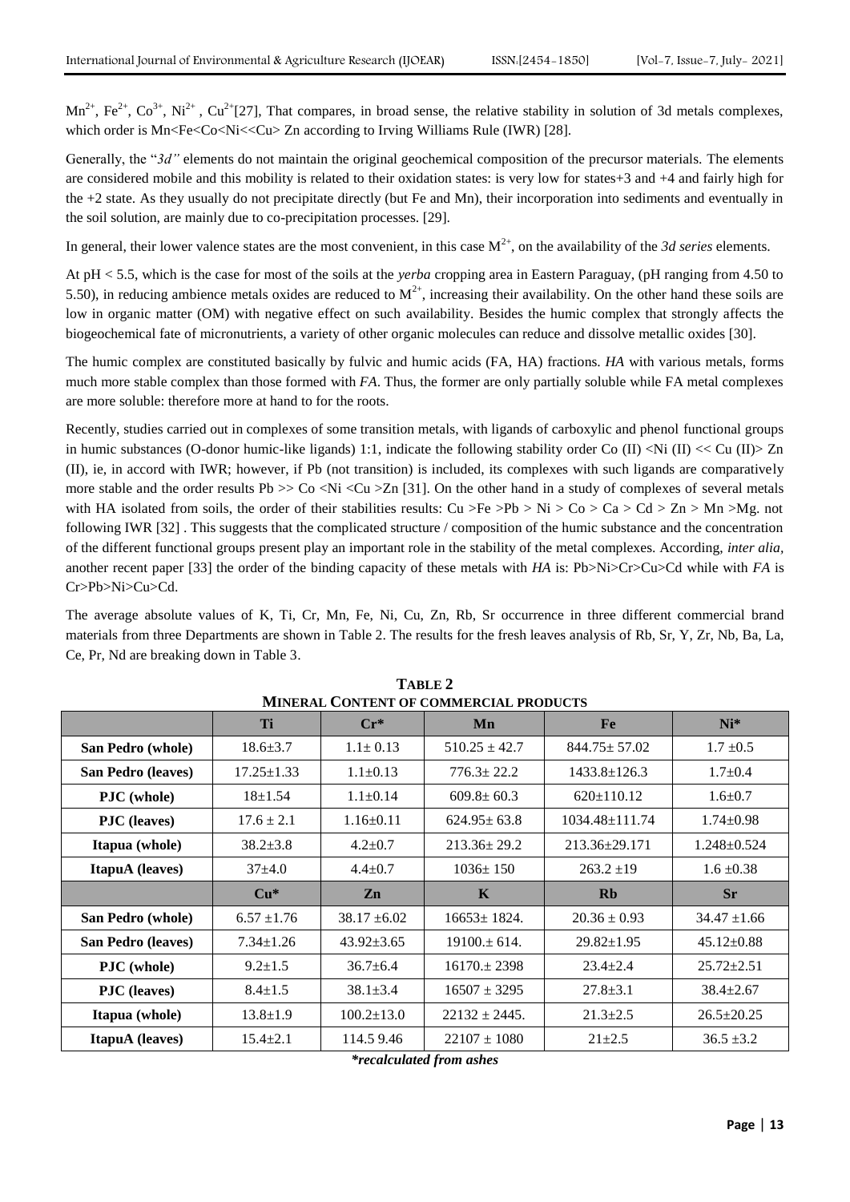$Mn^{2+}$, $Fe^{2+}$, $Co^{3+}$, $Ni^{2+}$ , $Cu^{2+}$[27], That compares, in broad sense, the relative stability in solution of 3d metals complexes, which order is Mn<Fe<Co<Ni<<Cu> Zn according to Irving Williams Rule (IWR) [28].

Generally, the "*3d"* elements do not maintain the original geochemical composition of the precursor materials. The elements are considered mobile and this mobility is related to their oxidation states: is very low for states+3 and +4 and fairly high for the +2 state. As they usually do not precipitate directly (but Fe and Mn), their incorporation into sediments and eventually in the soil solution, are mainly due to co-precipitation processes. [29].

In general, their lower valence states are the most convenient, in this case $M^{2+}$, on the availability of the *3d series* elements.

At pH < 5.5, which is the case for most of the soils at the *yerba* cropping area in Eastern Paraguay, (pH ranging from 4.50 to 5.50), in reducing ambience metals oxides are reduced to $M^{2+}$, increasing their availability. On the other hand these soils are low in organic matter (OM) with negative effect on such availability. Besides the humic complex that strongly affects the biogeochemical fate of micronutrients, a variety of other organic molecules can reduce and dissolve metallic oxides [30].

The humic complex are constituted basically by fulvic and humic acids (FA, HA) fractions. *HA* with various metals, forms much more stable complex than those formed with *FA*. Thus, the former are only partially soluble while FA metal complexes are more soluble: therefore more at hand to for the roots.

Recently, studies carried out in complexes of some transition metals, with ligands of carboxylic and phenol functional groups in humic substances (O-donor humic-like ligands) 1:1, indicate the following stability order Co (II) <Ni (II) << Cu (II)> Zn (II), ie, in accord with IWR; however, if Pb (not transition) is included, its complexes with such ligands are comparatively more stable and the order results Pb >> Co <Ni <Cu >Zn [31]. On the other hand in a study of complexes of several metals with HA isolated from soils, the order of their stabilities results: Cu >Fe >Pb > Ni > Co > Ca > Cd > Zn > Mn >Mg. not following IWR [32] . This suggests that the complicated structure / composition of the humic substance and the concentration of the different functional groups present play an important role in the stability of the metal complexes. According, *inter alia*, another recent paper [33] the order of the binding capacity of these metals with *HA* is: Pb>Ni>Cr>Cu>Cd while with *FA* is Cr>Pb>Ni>Cu>Cd.

The average absolute values of K, Ti, Cr, Mn, Fe, Ni, Cu, Zn, Rb, Sr occurrence in three different commercial brand materials from three Departments are shown in Table 2. The results for the fresh leaves analysis of Rb, Sr, Y, Zr, Nb, Ba, La, Ce, Pr, Nd are breaking down in Table 3.

**TABLE 2**
**MINERAL CONTENT OF COMMERCIAL PRODUCTS**

| | Ti | Cr* | Mn | Fe | Ni* |
|---|---|---|---|---|---|
| **San Pedro (whole)** | 18.6±3.7 | 1.1± 0.13 | 510.25 ± 42.7 | 844.75± 57.02 | 1.7 ±0.5 |
| **San Pedro (leaves)** | 17.25±1.33 | 1.1±0.13 | 776.3± 22.2 | 1433.8±126.3 | 1.7±0.4 |
| **PJC (whole)** | 18±1.54 | 1.1±0.14 | 609.8± 60.3 | 620±110.12 | 1.6±0.7 |
| **PJC (leaves)** | 17.6 ± 2.1 | 1.16±0.11 | 624.95± 63.8 | 1034.48±111.74 | 1.74±0.98 |
| **Itapua (whole)** | 38.2±3.8 | 4.2±0.7 | 213.36± 29.2 | 213.36±29.171 | 1.248±0.524 |
| **ItapuA (leaves)** | 37±4.0 | 4.4±0.7 | 1036± 150 | 263.2 ±19 | 1.6 ±0.38 |
| | **Cu*** | **Zn** | **K** | **Rb** | **Sr** |
| **San Pedro (whole)** | 6.57 ±1.76 | 38.17 ±6.02 | 16653± 1824. | 20.36 ± 0.93 | 34.47 ±1.66 |
| **San Pedro (leaves)** | 7.34±1.26 | 43.92±3.65 | 19100.± 614. | 29.82±1.95 | 45.12±0.88 |
| **PJC (whole)** | 9.2±1.5 | 36.7±6.4 | 16170.± 2398 | 23.4±2.4 | 25.72±2.51 |
| **PJC (leaves)** | 8.4±1.5 | 38.1±3.4 | 16507 ± 3295 | 27.8±3.1 | 38.4±2.67 |
| **Itapua (whole)** | 13.8±1.9 | 100.2±13.0 | 22132 ± 2445. | 21.3±2.5 | 26.5±20.25 |
| **ItapuA (leaves)** | 15.4±2.1 | 114.5 9.46 | 22107 ± 1080 | 21±2.5 | 36.5 ±3.2 |

****recalculated from ashes***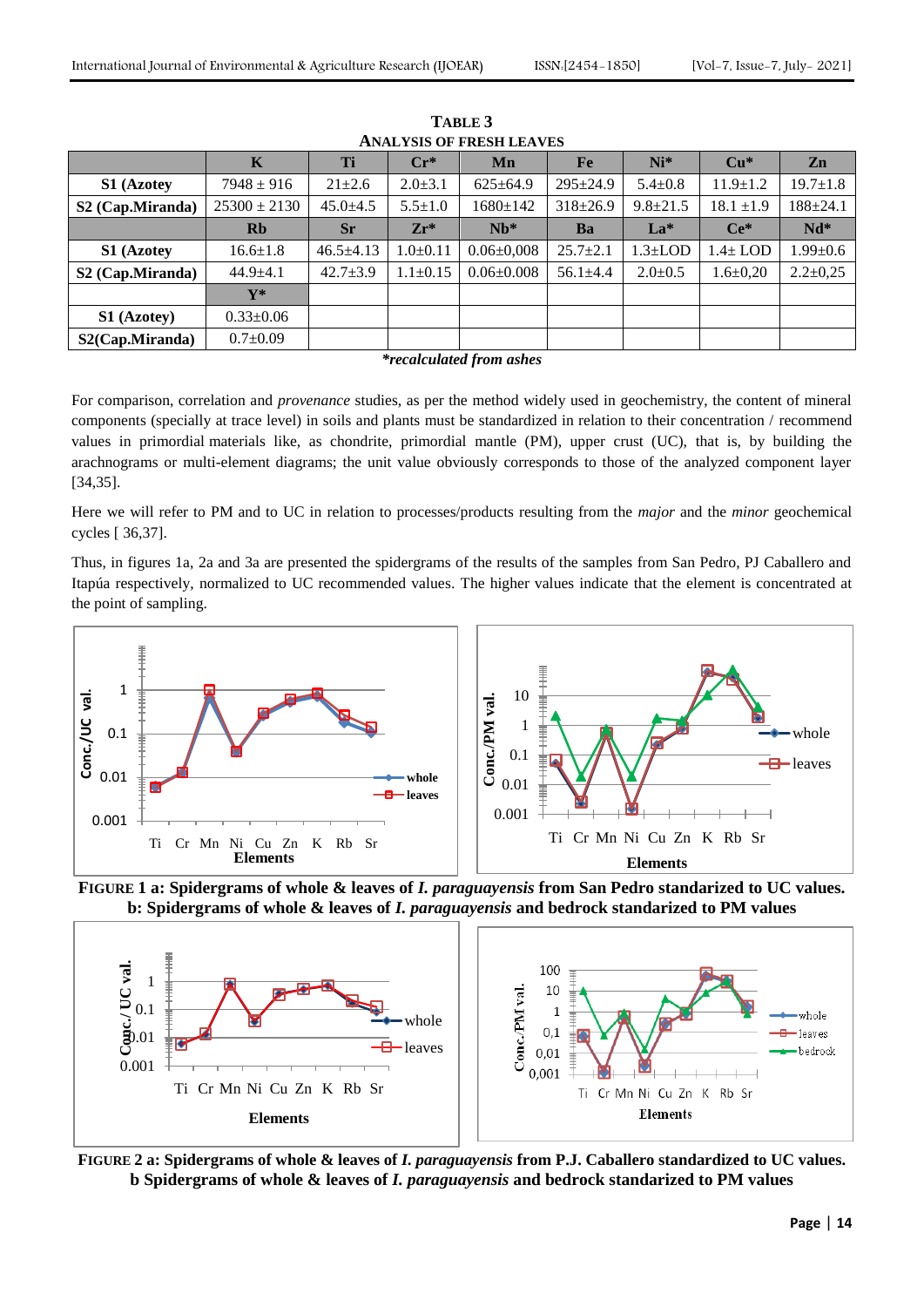**TABLE 3**
**ANALYSIS OF FRESH LEAVES**

| | K | Ti | Cr* | Mn | Fe | Ni* | Cu* | Zn |
|---|---|---|---|---|---|---|---|---|
| **S1 (Azotey** | 7948 ± 916 | 21±2.6 | 2.0±3.1 | 625±64.9 | 295±24.9 | 5.4±0.8 | 11.9±1.2 | 19.7±1.8 |
| **S2 (Cap.Miranda)** | 25300 ± 2130 | 45.0±4.5 | 5.5±1.0 | 1680±142 | 318±26.9 | 9.8±21.5 | 18.1 ±1.9 | 188±24.1 |
| | **Rb** | **Sr** | **Zr*** | **Nb*** | **Ba** | **La*** | **Ce*** | **Nd*** |
| **S1 (Azotey** | 16.6±1.8 | 46.5±4.13 | 1.0±0.11 | 0.06±0,008 | 25.7±2.1 | 1.3±LOD | 1.4± LOD | 1.99±0.6 |
| **S2 (Cap.Miranda)** | 44.9±4.1 | 42.7±3.9 | 1.1±0.15 | 0.06±0.008 | 56.1±4.4 | 2.0±0.5 | 1.6±0,20 | 2.2±0,25 |
| | **Y*** | | | | | | | |
| **S1 (Azotey)** | 0.33±0.06 | | | | | | | |
| **S2(Cap.Miranda)** | 0.7±0.09 | | | | | | | |

***recalculated from ashes***

For comparison, correlation and *provenance* studies, as per the method widely used in geochemistry, the content of mineral components (specially at trace level) in soils and plants must be standardized in relation to their concentration / recommend values in primordial materials like, as chondrite, primordial mantle (PM), upper crust (UC), that is, by building the arachnograms or multi-element diagrams; the unit value obviously corresponds to those of the analyzed component layer [34,35].

Here we will refer to PM and to UC in relation to processes/products resulting from the *major* and the *minor* geochemical cycles [ 36,37].

Thus, in figures 1a, 2a and 3a are presented the spidergrams of the results of the samples from San Pedro, PJ Caballero and Itapúa respectively, normalized to UC recommended values. The higher values indicate that the element is concentrated at the point of sampling.

**FIGURE 1 a: Spidergrams of whole & leaves of *I. paraguayensis* from San Pedro standarized to UC values. b: Spidergrams of whole & leaves of *I. paraguayensis* and bedrock standarized to PM values**

**FIGURE 2 a: Spidergrams of whole & leaves of *I. paraguayensis* from P.J. Caballero standardized to UC values. b Spidergrams of whole & leaves of *I. paraguayensis* and bedrock standarized to PM values**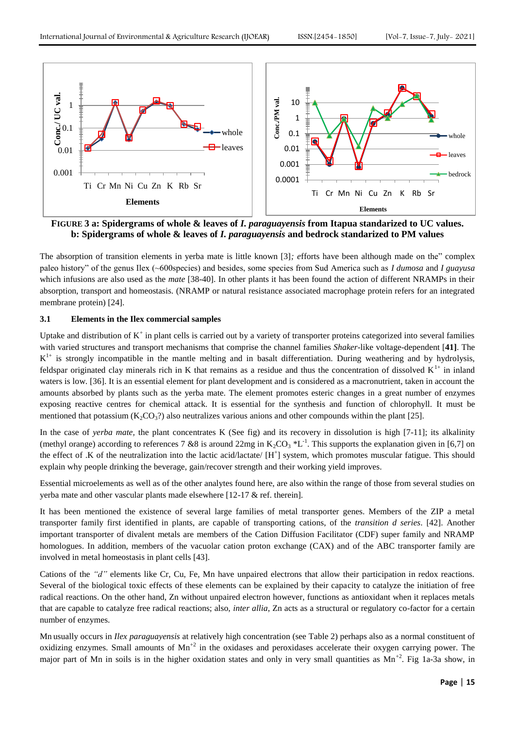**FIGURE 3 a: Spidergrams of whole & leaves of *I. paraguayensis* from Itapua standarized to UC values. b: Spidergrams of whole & leaves of *I. paraguayensis* and bedrock standarized to PM values**

The absorption of transition elements in yerba mate is little known [3]*; e*fforts have been although made on the" complex paleo history" of the genus Ilex (~600species) and besides, some species from Sud America such as *I dumosa* and *I guayusa* which infusions are also used as the *mate* [38-40]. In other plants it has been found the action of different NRAMPs in their absorption, transport and homeostasis. (NRAMP or natural resistance associated macrophage protein refers for an integrated membrane protein) [24].

### 3.1 Elements in the Ilex commercial samples

Uptake and distribution of $K^+$ in plant cells is carried out by a variety of transporter proteins categorized into several families with varied structures and transport mechanisms that comprise the channel families *Shaker*-like voltage-dependent [**41]**. The $K^{1+}$ is strongly incompatible in the mantle melting and in basalt differentiation. During weathering and by hydrolysis, feldspar originated clay minerals rich in K that remains as a residue and thus the concentration of dissolved $K^{1+}$ in inland waters is low. [36]. It is an essential element for plant development and is considered as a macronutrient, taken in account the amounts absorbed by plants such as the yerba mate. The element promotes esteric changes in a great number of enzymes exposing reactive centres for chemical attack. It is essential for the synthesis and function of chlorophyll. It must be mentioned that potassium ($K_2CO_3$?) also neutralizes various anions and other compounds within the plant [25].

In the case of *yerba mate,* the plant concentrates K (See fig) and its recovery in dissolution is high [7-11]; its alkalinity (methyl orange) according to references 7 &8 is around 22mg in $K_2CO_3$ $*L^{-1}$. This supports the explanation given in [6,7] on the effect of .K of the neutralization into the lactic acid/lactate/ $[H^+]$ system, which promotes muscular fatigue. This should explain why people drinking the beverage, gain/recover strength and their working yield improves.

Essential microelements as well as of the other analytes found here, are also within the range of those from several studies on yerba mate and other vascular plants made elsewhere [12-17 & ref. therein].

It has been mentioned the existence of several large families of metal transporter genes. Members of the ZIP a metal transporter family first identified in plants, are capable of transporting cations, of the *transition d series*. [42]. Another important transporter of divalent metals are members of the Cation Diffusion Facilitator (CDF) super family and NRAMP homologues. In addition, members of the vacuolar cation proton exchange (CAX) and of the ABC transporter family are involved in metal homeostasis in plant cells [43].

Cations of the *"d"* elements like Cr, Cu, Fe, Mn have unpaired electrons that allow their participation in redox reactions. Several of the biological toxic effects of these elements can be explained by their capacity to catalyze the initiation of free radical reactions. On the other hand, Zn without unpaired electron however, functions as antioxidant when it replaces metals that are capable to catalyze free radical reactions; also, *inter allia*, Zn acts as a structural or regulatory co-factor for a certain number of enzymes.

Mn usually occurs in *Ilex paraguayensis* at relatively high concentration (see Table 2) perhaps also as a normal constituent of oxidizing enzymes. Small amounts of $Mn^{+2}$ in the oxidases and peroxidases accelerate their oxygen carrying power. The major part of Mn in soils is in the higher oxidation states and only in very small quantities as $Mn^{+2}$. Fig 1a-3a show, in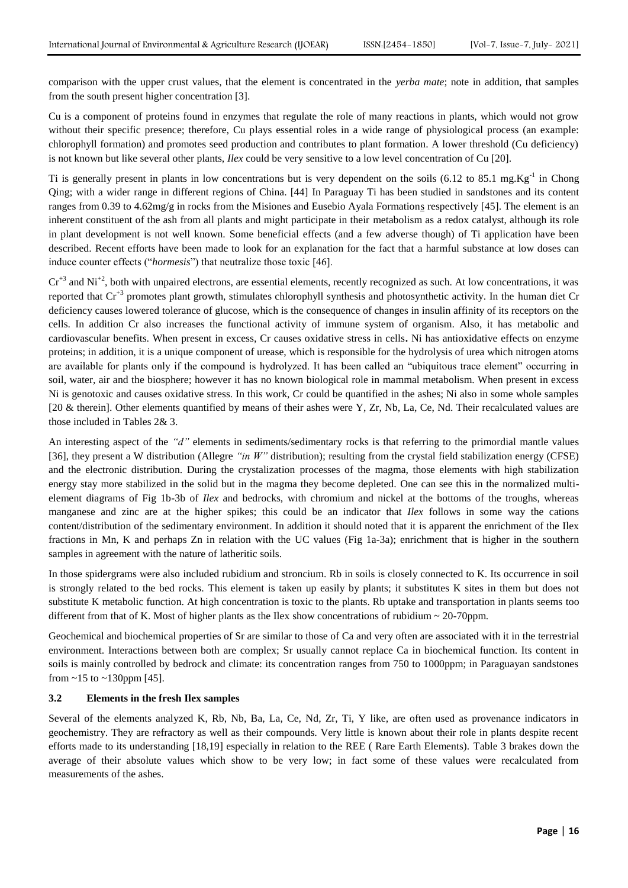comparison with the upper crust values, that the element is concentrated in the *yerba mate*; note in addition, that samples from the south present higher concentration [3].

Cu is a component of proteins found in enzymes that regulate the role of many reactions in plants, which would not grow without their specific presence; therefore, Cu plays essential roles in a wide range of physiological process (an example: chlorophyll formation) and promotes seed production and contributes to plant formation. A lower threshold (Cu deficiency) is not known but like several other plants, *Ilex* could be very sensitive to a low level concentration of Cu [20].

Ti is generally present in plants in low concentrations but is very dependent on the soils (6.12 to 85.1 $mg.Kg^{-1}$ in Chong Qing; with a wider range in different regions of China. [44] In Paraguay Ti has been studied in sandstones and its content ranges from 0.39 to 4.62mg/g in rocks from the Misiones and Eusebio Ayala Formations respectively [45]. The element is an inherent constituent of the ash from all plants and might participate in their metabolism as a redox catalyst, although its role in plant development is not well known. Some beneficial effects (and a few adverse though) of Ti application have been described. Recent efforts have been made to look for an explanation for the fact that a harmful substance at low doses can induce counter effects ("*hormesis*") that neutralize those toxic [46].

$Cr^{+3}$ and $Ni^{+2}$, both with unpaired electrons, are essential elements, recently recognized as such. At low concentrations, it was reported that $Cr^{+3}$ promotes plant growth, stimulates chlorophyll synthesis and photosynthetic activity. In the human diet Cr deficiency causes lowered tolerance of glucose, which is the consequence of changes in insulin affinity of its receptors on the cells. In addition Cr also increases the functional activity of immune system of organism. Also, it has metabolic and cardiovascular benefits. When present in excess, Cr causes oxidative stress in cells**.** Ni has antioxidative effects on enzyme proteins; in addition, it is a unique component of urease, which is responsible for the hydrolysis of urea which nitrogen atoms are available for plants only if the compound is hydrolyzed. It has been called an "ubiquitous trace element" occurring in soil, water, air and the biosphere; however it has no known biological role in mammal metabolism. When present in excess Ni is genotoxic and causes oxidative stress. In this work, Cr could be quantified in the ashes; Ni also in some whole samples [20 & therein]. Other elements quantified by means of their ashes were Y, Zr, Nb, La, Ce, Nd. Their recalculated values are those included in Tables 2& 3.

An interesting aspect of the *"d"* elements in sediments/sedimentary rocks is that referring to the primordial mantle values [36], they present a W distribution (Allegre *"in W"* distribution); resulting from the crystal field stabilization energy (CFSE) and the electronic distribution. During the crystalization processes of the magma, those elements with high stabilization energy stay more stabilized in the solid but in the magma they become depleted. One can see this in the normalized multi-element diagrams of Fig 1b-3b of *Ilex* and bedrocks, with chromium and nickel at the bottoms of the troughs, whereas manganese and zinc are at the higher spikes; this could be an indicator that *Ilex* follows in some way the cations content/distribution of the sedimentary environment. In addition it should noted that it is apparent the enrichment of the Ilex fractions in Mn, K and perhaps Zn in relation with the UC values (Fig 1a-3a); enrichment that is higher in the southern samples in agreement with the nature of latheritic soils.

In those spidergrams were also included rubidium and stroncium. Rb in soils is closely connected to K. Its occurrence in soil is strongly related to the bed rocks. This element is taken up easily by plants; it substitutes K sites in them but does not substitute K metabolic function. At high concentration is toxic to the plants. Rb uptake and transportation in plants seems too different from that of K. Most of higher plants as the Ilex show concentrations of rubidium ~ 20-70ppm.

Geochemical and biochemical properties of Sr are similar to those of Ca and very often are associated with it in the terrestrial environment. Interactions between both are complex; Sr usually cannot replace Ca in biochemical function. Its content in soils is mainly controlled by bedrock and climate: its concentration ranges from 750 to 1000ppm; in Paraguayan sandstones from ~15 to ~130ppm [45].

### 3.2 Elements in the fresh Ilex samples

Several of the elements analyzed K, Rb, Nb, Ba, La, Ce, Nd, Zr, Ti, Y like, are often used as provenance indicators in geochemistry. They are refractory as well as their compounds. Very little is known about their role in plants despite recent efforts made to its understanding [18,19] especially in relation to the REE ( Rare Earth Elements). Table 3 brakes down the average of their absolute values which show to be very low; in fact some of these values were recalculated from measurements of the ashes.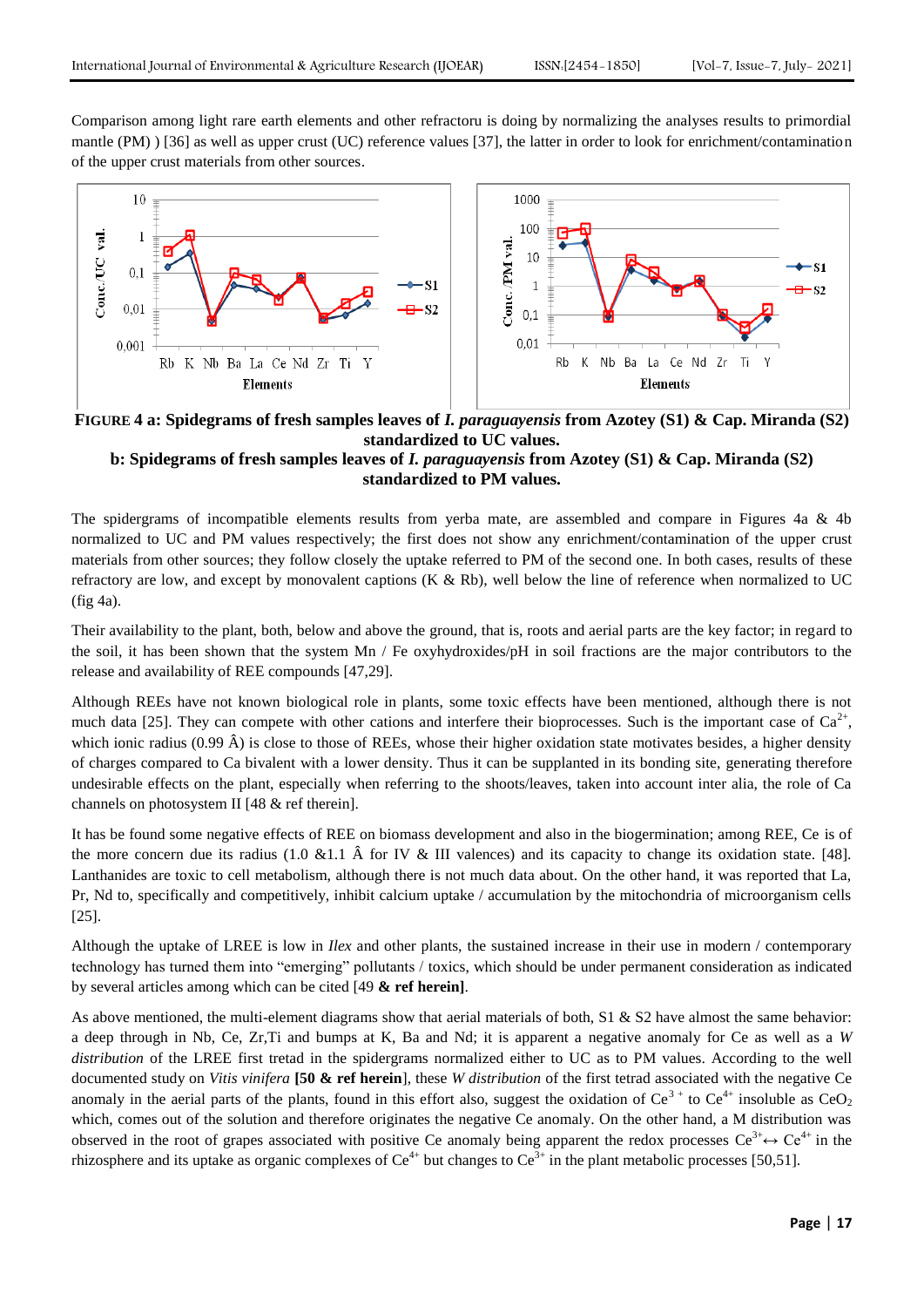Comparison among light rare earth elements and other refractoru is doing by normalizing the analyses results to primordial mantle (PM) ) [36] as well as upper crust (UC) reference values [37], the latter in order to look for enrichment/contamination of the upper crust materials from other sources.

**FIGURE 4 a: Spidegrams of fresh samples leaves of *I. paraguayensis* from Azotey (S1) & Cap. Miranda (S2) standardized to UC values.**
**b: Spidegrams of fresh samples leaves of *I. paraguayensis* from Azotey (S1) & Cap. Miranda (S2) standardized to PM values.**

The spidergrams of incompatible elements results from yerba mate, are assembled and compare in Figures 4a & 4b normalized to UC and PM values respectively; the first does not show any enrichment/contamination of the upper crust materials from other sources; they follow closely the uptake referred to PM of the second one. In both cases, results of these refractory are low, and except by monovalent captions (K & Rb), well below the line of reference when normalized to UC (fig 4a).

Their availability to the plant, both, below and above the ground, that is, roots and aerial parts are the key factor; in regard to the soil, it has been shown that the system Mn / Fe oxyhydroxides/pH in soil fractions are the major contributors to the release and availability of REE compounds [47,29].

Although REEs have not known biological role in plants, some toxic effects have been mentioned, although there is not much data [25]. They can compete with other cations and interfere their bioprocesses. Such is the important case of $Ca^{2+}$, which ionic radius (0.99 Â) is close to those of REEs, whose their higher oxidation state motivates besides, a higher density of charges compared to Ca bivalent with a lower density. Thus it can be supplanted in its bonding site, generating therefore undesirable effects on the plant, especially when referring to the shoots/leaves, taken into account inter alia, the role of Ca channels on photosystem II [48 & ref therein].

It has be found some negative effects of REE on biomass development and also in the biogermination; among REE, Ce is of the more concern due its radius (1.0 &1.1 Â for IV & III valences) and its capacity to change its oxidation state. [48]. Lanthanides are toxic to cell metabolism, although there is not much data about. On the other hand, it was reported that La, Pr, Nd to, specifically and competitively, inhibit calcium uptake / accumulation by the mitochondria of microorganism cells [25].

Although the uptake of LREE is low in *Ilex* and other plants, the sustained increase in their use in modern / contemporary technology has turned them into "emerging" pollutants / toxics, which should be under permanent consideration as indicated by several articles among which can be cited [49 **& ref herein]**.

As above mentioned, the multi-element diagrams show that aerial materials of both, S1 & S2 have almost the same behavior: a deep through in Nb, Ce, Zr,Ti and bumps at K, Ba and Nd; it is apparent a negative anomaly for Ce as well as a *W distribution* of the LREE first tetrad in the spidergrams normalized either to UC as to PM values. According to the well documented study on *Vitis vinifera* **[50 & ref herein**], these *W distribution* of the first tetrad associated with the negative Ce anomaly in the aerial parts of the plants, found in this effort also, suggest the oxidation of $Ce^{3+}$ to $Ce^{4+}$ insoluble as $CeO_2$ which, comes out of the solution and therefore originates the negative Ce anomaly. On the other hand, a M distribution was observed in the root of grapes associated with positive Ce anomaly being apparent the redox processes $Ce^{3+} \leftrightarrow Ce^{4+}$ in the rhizosphere and its uptake as organic complexes of $Ce^{4+}$ but changes to $Ce^{3+}$ in the plant metabolic processes [50,51].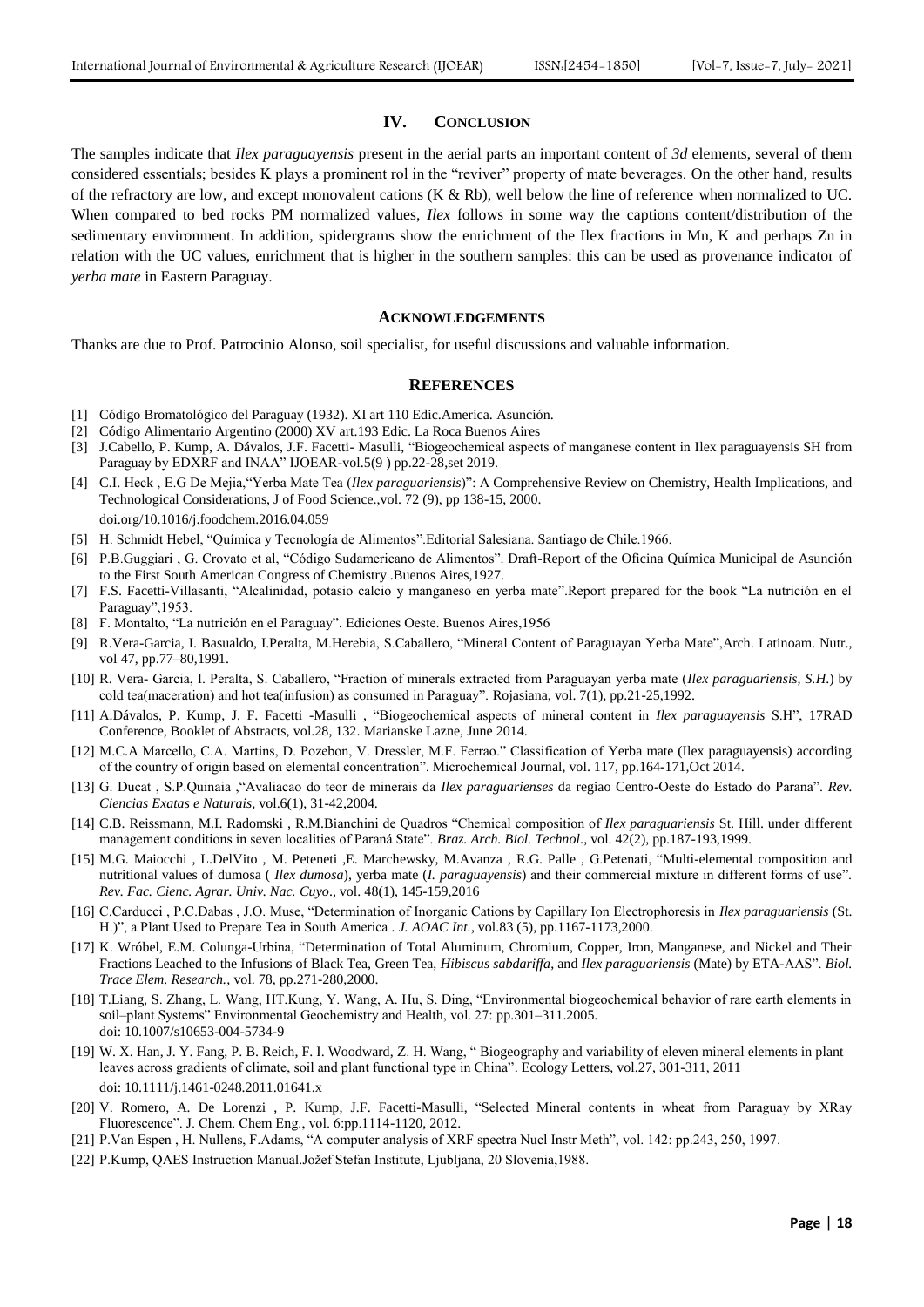## IV. CONCLUSION

The samples indicate that *Ilex paraguayensis* present in the aerial parts an important content of *3d* elements, several of them considered essentials; besides K plays a prominent rol in the "reviver" property of mate beverages. On the other hand, results of the refractory are low, and except monovalent cations (K & Rb), well below the line of reference when normalized to UC. When compared to bed rocks PM normalized values, *Ilex* follows in some way the captions content/distribution of the sedimentary environment. In addition, spidergrams show the enrichment of the Ilex fractions in Mn, K and perhaps Zn in relation with the UC values, enrichment that is higher in the southern samples: this can be used as provenance indicator of *yerba mate* in Eastern Paraguay.

## ACKNOWLEDGEMENTS

Thanks are due to Prof. Patrocinio Alonso, soil specialist, for useful discussions and valuable information.

## REFERENCES

[1] Código Bromatológico del Paraguay (1932). XI art 110 Edic.America. Asunción.

[2] Código Alimentario Argentino (2000) XV art.193 Edic. La Roca Buenos Aires

[3] J.Cabello, P. Kump, A. Dávalos, J.F. Facetti- Masulli, "Biogeochemical aspects of manganese content in Ilex paraguayensis SH from Paraguay by EDXRF and INAA" IJOEAR-vol.5(9 ) pp.22-28,set 2019.

[4] C.I. Heck , E.G De Mejia,"Yerba Mate Tea (*Ilex paraguariensis*)": A Comprehensive Review on Chemistry, Health Implications, and Technological Considerations, J of Food Science.,vol. 72 (9), pp 138-15, 2000. doi.org/10.1016/j.foodchem.2016.04.059

[5] H. Schmidt Hebel, "Química y Tecnología de Alimentos".Editorial Salesiana. Santiago de Chile.1966.

[6] P.B.Guggiari , G. Crovato et al, "Código Sudamericano de Alimentos". Draft-Report of the Oficina Química Municipal de Asunción to the First South American Congress of Chemistry .Buenos Aires,1927.

[7] F.S. Facetti-Villasanti, "Alcalinidad, potasio calcio y manganeso en yerba mate".Report prepared for the book "La nutrición en el Paraguay",1953.

[8] F. Montalto, "La nutrición en el Paraguay". Ediciones Oeste. Buenos Aires,1956

[9] R.Vera-Garcia, I. Basualdo, I.Peralta, M.Herebia, S.Caballero, "Mineral Content of Paraguayan Yerba Mate",Arch. Latinoam. Nutr., vol 47, pp.77–80,1991.

[10] R. Vera- Garcia, I. Peralta, S. Caballero, "Fraction of minerals extracted from Paraguayan yerba mate (*Ilex paraguariensis, S.H.*) by cold tea(maceration) and hot tea(infusion) as consumed in Paraguay". Rojasiana, vol. 7(1), pp.21-25,1992.

[11] A.Dávalos, P. Kump, J. F. Facetti -Masulli , "Biogeochemical aspects of mineral content in *Ilex paraguayensis* S.H" 17RAD Conference, Booklet of Abstracts, vol.28, 132. Marianske Lazne, June 2014.

[12] M.C.A Marcello, C.A. Martins, D. Pozebon, V. Dressler, M.F. Ferrao." Classification of Yerba mate (Ilex paraguayensis) according of the country of origin based on elemental concentration". Microchemical Journal, vol. 117, pp.164-171,Oct 2014.

[13] G. Ducat , S.P.Quinaia ,"Avaliacao do teor de minerais da *Ilex paraguarienses* da regiao Centro-Oeste do Estado do Parana". *Rev. Ciencias Exatas e Naturais*, vol.6(1), 31-42,2004.

[14] C.B. Reissmann, M.I. Radomski , R.M.Bianchini de Quadros "Chemical composition of *Ilex paraguariensis* St. Hill. under different management conditions in seven localities of Paraná State". *Braz. Arch. Biol. Technol*., vol. 42(2), pp.187-193,1999.

[15] M.G. Maiocchi , L.DelVito , M. Peteneti ,E. Marchewsky, M.Avanza , R.G. Palle , G.Petenati, "Multi-elemental composition and nutritional values of dumosa ( *Ilex dumosa*), yerba mate (*I. paraguayensis*) and their commercial mixture in different forms of use". *Rev. Fac. Cienc. Agrar. Univ. Nac. Cuyo*., vol. 48(1), 145-159,2016

[16] C.Carducci , P.C.Dabas , J.O. Muse, "Determination of Inorganic Cations by Capillary Ion Electrophoresis in *Ilex paraguariensis* (St. H.)", a Plant Used to Prepare Tea in South America . *J. AOAC Int.*, vol.83 (5), pp.1167-1173,2000.

[17] K. Wróbel, E.M. Colunga-Urbina, "Determination of Total Aluminum, Chromium, Copper, Iron, Manganese, and Nickel and Their Fractions Leached to the Infusions of Black Tea, Green Tea, *Hibiscus sabdariffa*, and *Ilex paraguariensis* (Mate) by ETA-AAS". *Biol. Trace Elem. Research.*, vol. 78, pp.271-280,2000.

[18] T.Liang, S. Zhang, L. Wang, HT.Kung, Y. Wang, A. Hu, S. Ding, "Environmental biogeochemical behavior of rare earth elements in soil–plant Systems" Environmental Geochemistry and Health, vol. 27: pp.301–311.2005. doi: 10.1007/s10653-004-5734-9

[19] W. X. Han, J. Y. Fang, P. B. Reich, F. I. Woodward, Z. H. Wang, " Biogeography and variability of eleven mineral elements in plant leaves across gradients of climate, soil and plant functional type in China". Ecology Letters, vol.27, 301-311, 2011 doi: 10.1111/j.1461-0248.2011.01641.x

[20] V. Romero, A. De Lorenzi , P. Kump, J.F. Facetti-Masulli, "Selected Mineral contents in wheat from Paraguay by XRay Fluorescence". J. Chem. Chem Eng., vol. 6:pp.1114-1120, 2012.

[21] P.Van Espen , H. Nullens, F.Adams, "A computer analysis of XRF spectra Nucl Instr Meth", vol. 142: pp.243, 250, 1997.

[22] P.Kump, QAES Instruction Manual.Jožef Stefan Institute, Ljubljana, 20 Slovenia,1988.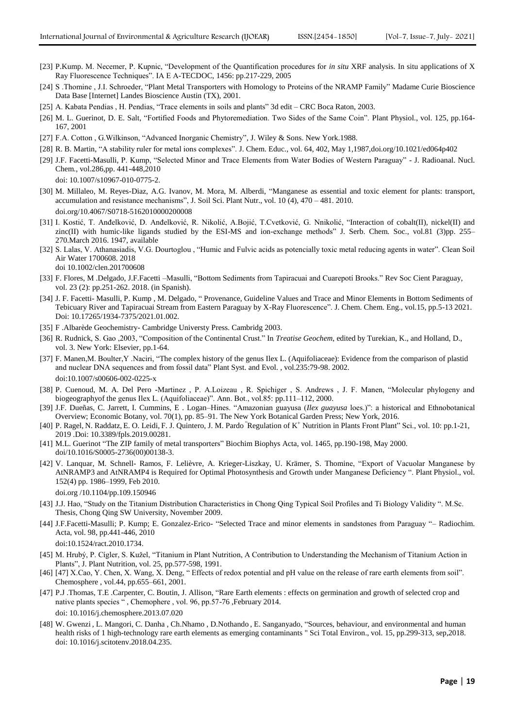[23] P.Kump. M. Necemer, P. Kupnic, "Development of the Quantification procedures for *in situ* XRF analysis. In situ applications of X Ray Fluorescence Techniques". IA E A-TECDOC, 1456: pp.217-229, 2005

[24] S .Thomine , J.I. Schroeder, "Plant Metal Transporters with Homology to Proteins of the NRAMP Family" Madame Curie Bioscience Data Base [Internet] Landes Bioscience Austin (TX), 2001.

[25] A. Kabata Pendias , H. Pendias, "Trace elements in soils and plants" 3d edit – CRC Boca Raton, 2003.

[26] M. L. Guerinot, D. E. Salt, "Fortified Foods and Phytoremediation. Two Sides of the Same Coin". Plant Physiol., vol. 125, pp.164-167, 2001

[27] F.A. Cotton , G.Wilkinson, "Advanced Inorganic Chemistry", J. Wiley & Sons. New York.1988.

[28] R. B. Martin, "A stability ruler for metal ions complexes". J. Chem. Educ., vol. 64, 402, May 1,1987,doi.org/10.1021/ed064p402

[29] J.F. Facetti-Masulli, P. Kump, "Selected Minor and Trace Elements from Water Bodies of Western Paraguay" - J. Radioanal. Nucl. Chem., vol.286,pp. 441-448,2010
doi: 10.1007/s10967-010-0775-2.

[30] M. Millaleo, M. Reyes-Diaz, A.G. Ivanov, M. Mora, M. Alberdi, "Manganese as essential and toxic element for plants: transport, accumulation and resistance mechanisms", J. Soil Sci. Plant Nutr., vol. 10 (4), 470 – 481. 2010.
doi.org/10.4067/S0718-5162010000200008

[31] I. Kostić, T. Anđelković, D. Anđelković, R. Nikolić, A.Bojić, T.Cvetković, G. Nnikolić, "Interaction of cobalt(II), nickel(II) and zinc(II) with humic-like ligands studied by the ESI-MS and ion-exchange methods" J. Serb. Chem. Soc., vol.81 (3)pp. 255–270.March 2016. 1947, available

[32] S. Lalas, V. Athanasiadis, V.G. Dourtoglou , "Humic and Fulvic acids as potencially toxic metal reducing agents in water". Clean Soil Air Water 1700608. 2018
doi 10.1002/clen.201700608

[33] F. Flores, M .Delgado, J.F.Facetti –Masulli, "Bottom Sediments from Tapiracuai and Cuarepotí Brooks." Rev Soc Cient Paraguay, vol. 23 (2): pp.251-262. 2018. (in Spanish).

[34] J. F. Facetti- Masulli, P. Kump , M. Delgado, " Provenance, Guideline Values and Trace and Minor Elements in Bottom Sediments of Tebicuary River and Tapiracuai Stream from Eastern Paraguay by X-Ray Fluorescence". J. Chem. Chem. Eng., vol.15, pp.5-13 2021. Doi: 10.17265/1934-7375/2021.01.002.

[35] F .Albarède Geochemistry- Cambridge Universty Press. Cambridg 2003.

[36] R. Rudnick, S. Gao ,2003, "Composition of the Continental Crust." In *Treatise Geochem*, edited by Turekian, K., and Holland, D., vol. 3. New York: Elsevier, pp.1-64.

[37] F. Manen,M. Boulter,Y .Naciri, "The complex history of the genus Ilex L. (Aquifoliaceae): Evidence from the comparison of plastid and nuclear DNA sequences and from fossil data" Plant Syst. and Evol. , vol.235:79-98. 2002.
doi:10.1007/s00606-002-0225-x

[38] P. Cuenoud, M. A. Del Pero -Martinez , P. A.Loizeau , R. Spichiger , S. Andrews , J. F. Manen, "Molecular phylogeny and biogeographyof the genus Ilex L. (Aquifoliaceae)". Ann. Bot., vol.85: pp.111–112, 2000.

[39] J.F. Dueñas, C. Jarrett, I. Cummins, E . Logan–Hines. "Amazonian guayusa (*Ilex guayusa* loes.)": a historical and Ethnobotanical Overview; Economic Botany, vol. 70(1), pp. 85–91. The New York Botanical Garden Press; New York, 2016.

[40] P. Ragel, N. Raddatz, E. O. Leidi, F. J. Quintero, J. M. Pardo "Regulation of $K^+$ Nutrition in Plants Front Plant" Sci., vol. 10: pp.1-21, 2019 .Doi: 10.3389/fpls.2019.00281.

[41] M.L. Guerinot "The ZIP family of metal transporters" Biochim Biophys Acta, vol. 1465, pp.190-198, May 2000.
doi:10.1016/S0005-2736(00)00138-3.

[42] V. Lanquar, M. Schnell- Ramos, F. Lelièvre, A. Krieger-Liszkay, U. Krämer, S. Thomine, "Export of Vacuolar Manganese by AtNRAMP3 and AtNRAMP4 is Required for Optimal Photosynthesis and Growth under Manganese Deficiency ". Plant Physiol., vol. 152(4) pp. 1986–1999, Feb 2010.
doi.org /10.1104/pp.109.150946

[43] J.J. Hao, "Study on the Titanium Distribution Characteristics in Chong Qing Typical Soil Profiles and Ti Biology Validity ". M.Sc. Thesis, Chong Qing SW University, November 2009.

[44] J.F.Facetti-Masulli; P. Kump; E. Gonzalez-Erico- "Selected Trace and minor elements in sandstones from Paraguay "– Radiochim. Acta, vol. 98, pp.441-446, 2010
doi:10.1524/ract.2010.1734.

[45] M. Hrubý, P. Cígler, S. Kužel, "Titanium in Plant Nutrition, A Contribution to Understanding the Mechanism of Titanium Action in Plants", J. Plant Nutrition, vol. 25, pp.577-598, 1991.

[46] [47] X.Cao, Y. Chen, X. Wang, X. Deng, " Effects of redox potential and pH value on the release of rare earth elements from soil". Chemosphere , vol.44, pp.655–661, 2001.

[47] P.J .Thomas, T.E .Carpenter, C. Boutin, J. Allison, "Rare Earth elements : effects on germination and growth of selected crop and native plants species " , Chemophere , vol. 96, pp.57-76 ,February 2014.
doi: 10.1016/j.chemosphere.2013.07.020

[48] W. Gwenzi , L. Mangori, C. Danha , Ch.Nhamo , D.Nothando , E. Sanganyado, "Sources, behaviour, and environmental and human health risks of 1 high-technology rare earth elements as emerging contaminants " Sci Total Environ., vol. 15, pp.299-313, sep,2018.
doi: 10.1016/j.scitotenv.2018.04.235.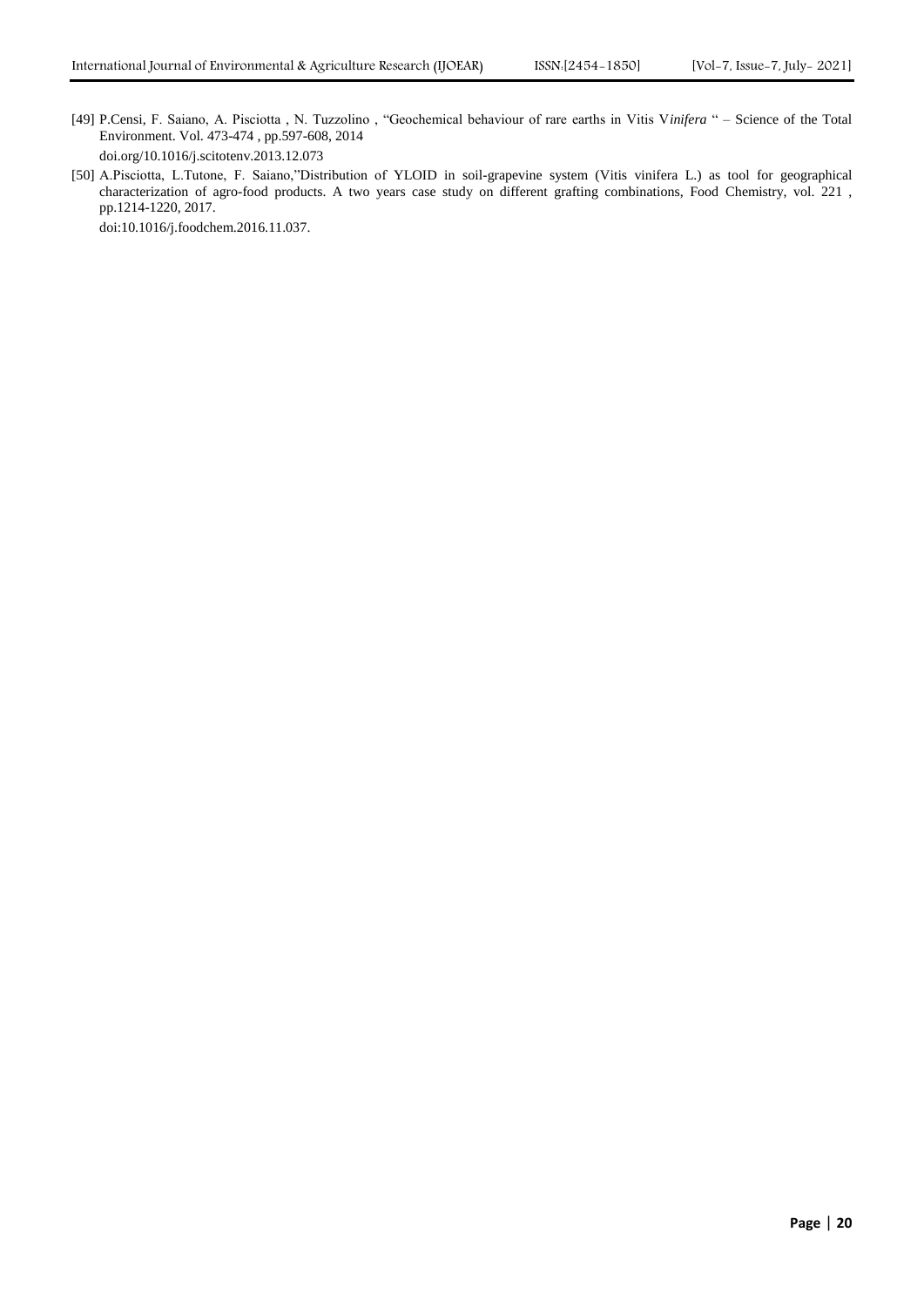[49] P.Censi, F. Saiano, A. Pisciotta , N. Tuzzolino , "Geochemical behaviour of rare earths in Vitis V*inifera* " – Science of the Total Environment. Vol. 473-474 , pp.597-608, 2014
doi.org/10.1016/j.scitotenv.2013.12.073

[50] A.Pisciotta, L.Tutone, F. Saiano,"Distribution of YLOID in soil-grapevine system (Vitis vinifera L.) as tool for geographical characterization of agro-food products. A two years case study on different grafting combinations, Food Chemistry, vol. 221 , pp.1214-1220, 2017.
doi:10.1016/j.foodchem.2016.11.037.